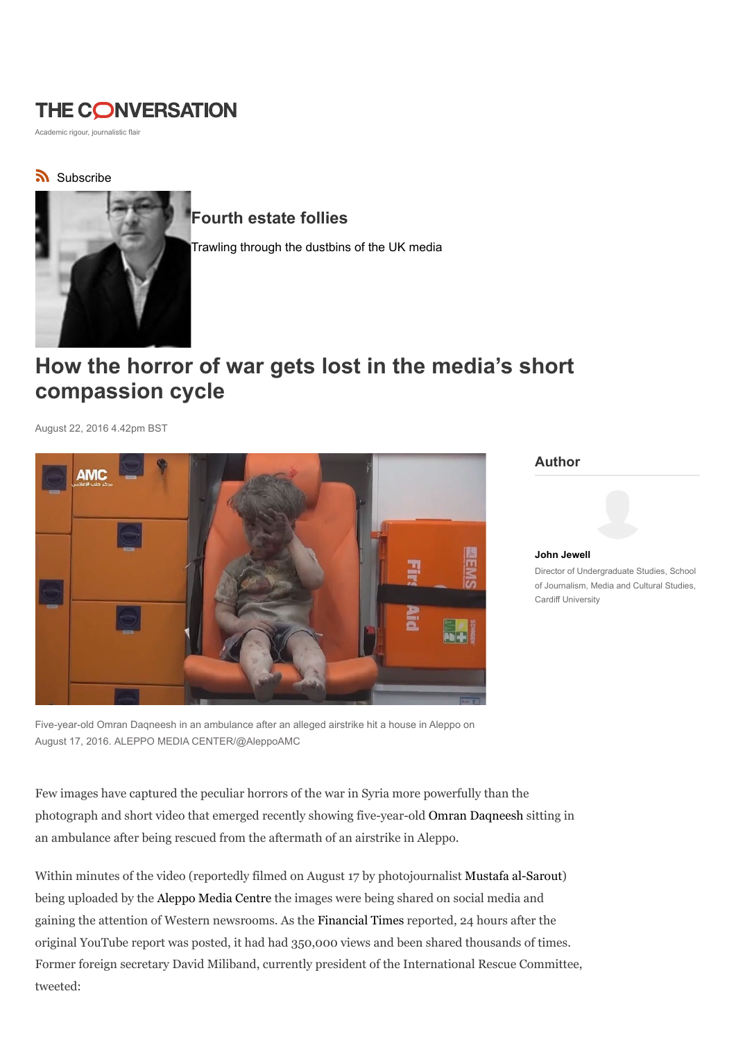# THE CONVERSATION

Academic rigour, journalistic flair

Subscribe

## Fourth estate follies

Trawling through the dustbins of the UK media

# How the horror of war gets lost in the media's short compassion cycle

August 22, 2016 4.42pm BST

Five-year-old Omran Daqneesh in an ambulance after an alleged airstrike hit a house in Aleppo on August 17, 2016. ALEPPO MEDIA CENTER/@AleppoAMC

### Author

**John Jewell**

Director of Undergraduate Studies, School of Journalism, Media and Cultural Studies, Cardiff University

Few images have captured the peculiar horrors of the war in Syria more powerfully than the photograph and short video that emerged recently showing five-year-old Omran Daqneesh sitting in an ambulance after being rescued from the aftermath of an airstrike in Aleppo.

Within minutes of the video (reportedly filmed on August 17 by photojournalist Mustafa al-Sarout) being uploaded by the Aleppo Media Centre the images were being shared on social media and gaining the attention of Western newsrooms. As the Financial Times reported, 24 hours after the original YouTube report was posted, it had had 350,000 views and been shared thousands of times. Former foreign secretary David Miliband, currently president of the International Rescue Committee, tweeted: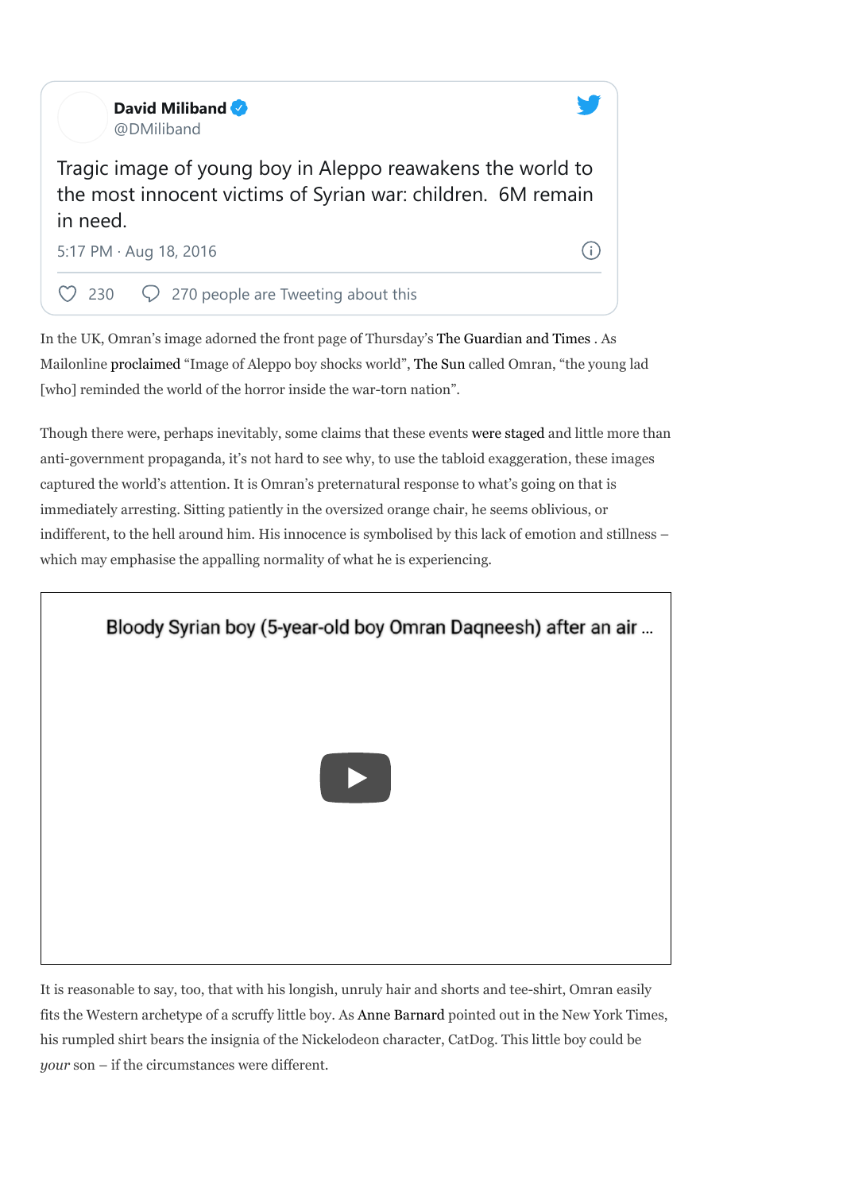**David Miliband** @DMiliband

Tragic image of young boy in Aleppo reawakens the world to the most innocent victims of Syrian war: children. 6M remain in need.

5:17 PM · Aug 18, 2016

230 270 people are Tweeting about this

In the UK, Omran's image adorned the front page of Thursday's The Guardian and Times . As Mailonline proclaimed "Image of Aleppo boy shocks world", The Sun called Omran, "the young lad [who] reminded the world of the horror inside the war-torn nation".

Though there were, perhaps inevitably, some claims that these events were staged and little more than anti-government propaganda, it's not hard to see why, to use the tabloid exaggeration, these images captured the world's attention. It is Omran's preternatural response to what's going on that is immediately arresting. Sitting patiently in the oversized orange chair, he seems oblivious, or indifferent, to the hell around him. His innocence is symbolised by this lack of emotion and stillness – which may emphasise the appalling normality of what he is experiencing.

Bloody Syrian boy (5-year-old boy Omran Daqneesh) after an air ...

It is reasonable to say, too, that with his longish, unruly hair and shorts and tee-shirt, Omran easily fits the Western archetype of a scruffy little boy. As Anne Barnard pointed out in the New York Times, his rumpled shirt bears the insignia of the Nickelodeon character, CatDog. This little boy could be *your* son – if the circumstances were different.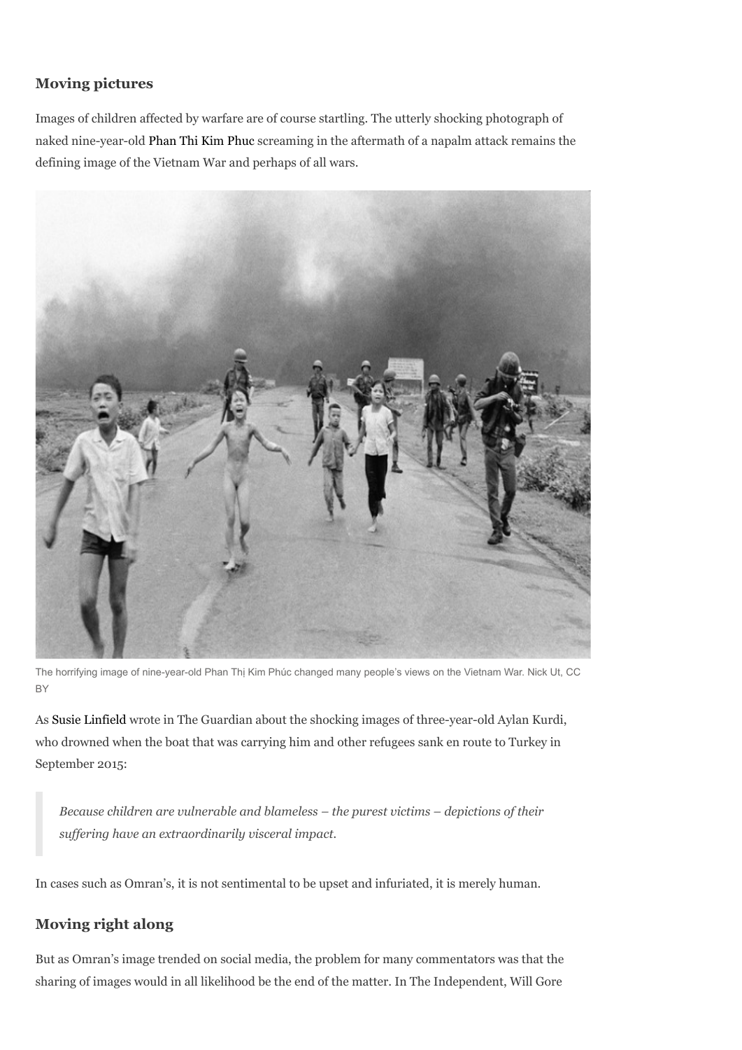## Moving pictures

Images of children affected by warfare are of course startling. The utterly shocking photograph of naked nine-year-old Phan Thi Kim Phuc screaming in the aftermath of a napalm attack remains the defining image of the Vietnam War and perhaps of all wars.

The horrifying image of nine-year-old Phan Thị Kim Phúc changed many people's views on the Vietnam War. Nick Ut, CC BY

As Susie Linfield wrote in The Guardian about the shocking images of three-year-old Aylan Kurdi, who drowned when the boat that was carrying him and other refugees sank en route to Turkey in September 2015:

> *Because children are vulnerable and blameless – the purest victims – depictions of their suffering have an extraordinarily visceral impact.*

In cases such as Omran's, it is not sentimental to be upset and infuriated, it is merely human.

## Moving right along

But as Omran's image trended on social media, the problem for many commentators was that the sharing of images would in all likelihood be the end of the matter. In The Independent, Will Gore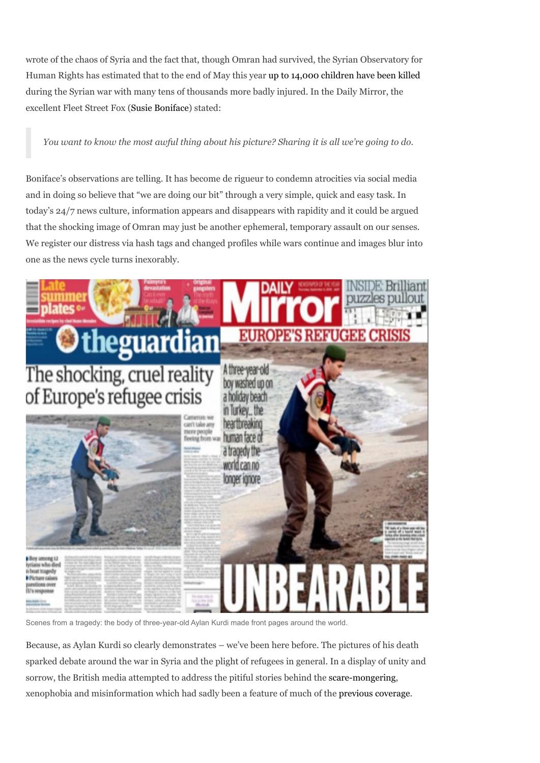wrote of the chaos of Syria and the fact that, though Omran had survived, the Syrian Observatory for Human Rights has estimated that to the end of May this year up to 14,000 children have been killed during the Syrian war with many tens of thousands more badly injured. In the Daily Mirror, the excellent Fleet Street Fox (Susie Boniface) stated:

> *You want to know the most awful thing about his picture? Sharing it is all we're going to do.*

Boniface's observations are telling. It has become de rigueur to condemn atrocities via social media and in doing so believe that "we are doing our bit" through a very simple, quick and easy task. In today's 24/7 news culture, information appears and disappears with rapidity and it could be argued that the shocking image of Omran may just be another ephemeral, temporary assault on our senses. We register our distress via hash tags and changed profiles while wars continue and images blur into one as the news cycle turns inexorably.

Scenes from a tragedy: the body of three-year-old Aylan Kurdi made front pages around the world.

Because, as Aylan Kurdi so clearly demonstrates – we've been here before. The pictures of his death sparked debate around the war in Syria and the plight of refugees in general. In a display of unity and sorrow, the British media attempted to address the pitiful stories behind the scare-mongering, xenophobia and misinformation which had sadly been a feature of much of the previous coverage.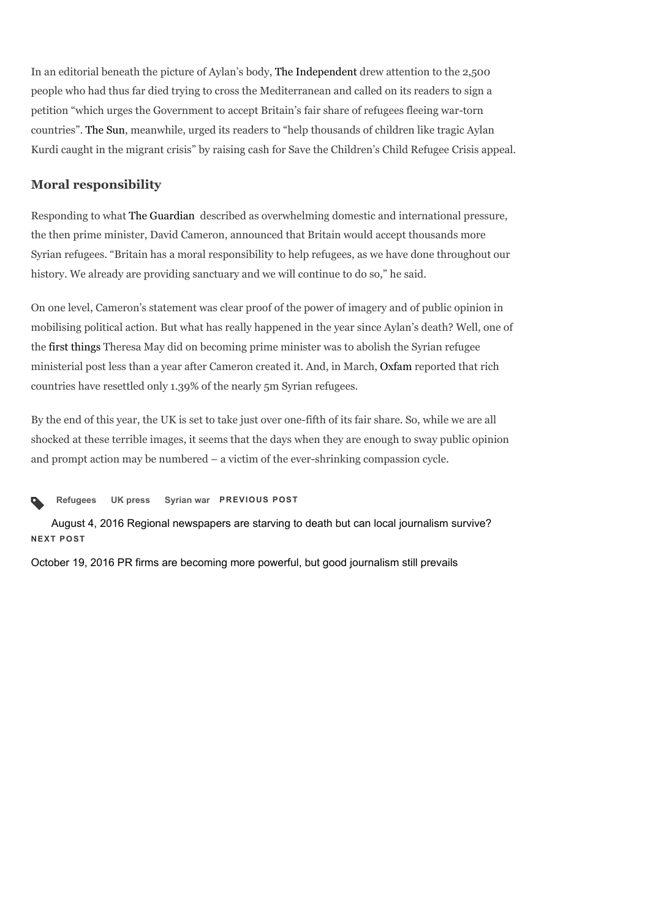In an editorial beneath the picture of Aylan's body, The Independent drew attention to the 2,500 people who had thus far died trying to cross the Mediterranean and called on its readers to sign a petition "which urges the Government to accept Britain's fair share of refugees fleeing war-torn countries". The Sun, meanwhile, urged its readers to "help thousands of children like tragic Aylan Kurdi caught in the migrant crisis" by raising cash for Save the Children's Child Refugee Crisis appeal.

### Moral responsibility

Responding to what The Guardian described as overwhelming domestic and international pressure, the then prime minister, David Cameron, announced that Britain would accept thousands more Syrian refugees. "Britain has a moral responsibility to help refugees, as we have done throughout our history. We already are providing sanctuary and we will continue to do so," he said.

On one level, Cameron's statement was clear proof of the power of imagery and of public opinion in mobilising political action. But what has really happened in the year since Aylan's death? Well, one of the first things Theresa May did on becoming prime minister was to abolish the Syrian refugee ministerial post less than a year after Cameron created it. And, in March, Oxfam reported that rich countries have resettled only 1.39% of the nearly 5m Syrian refugees.

By the end of this year, the UK is set to take just over one-fifth of its fair share. So, while we are all shocked at these terrible images, it seems that the days when they are enough to sway public opinion and prompt action may be numbered – a victim of the ever-shrinking compassion cycle.

Refugees UK press Syrian war

**PREVIOUS POST**

August 4, 2016 Regional newspapers are starving to death but can local journalism survive?

**NEXT POST**

October 19, 2016 PR firms are becoming more powerful, but good journalism still prevails